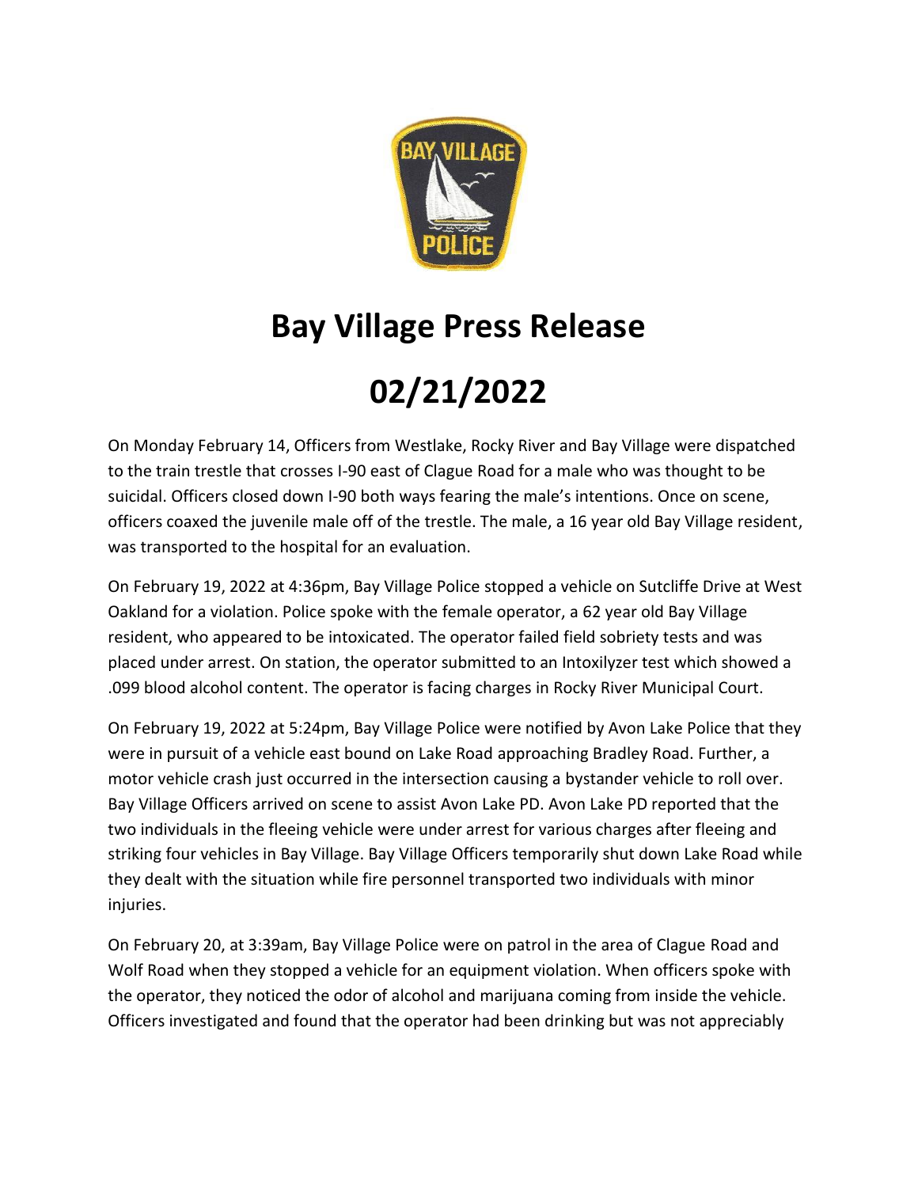# Bay Village Press Release

# 02/21/2022

On Monday February 14, Officers from Westlake, Rocky River and Bay Village were dispatched to the train trestle that crosses I-90 east of Clague Road for a male who was thought to be suicidal. Officers closed down I-90 both ways fearing the male's intentions. Once on scene, officers coaxed the juvenile male off of the trestle. The male, a 16 year old Bay Village resident, was transported to the hospital for an evaluation.

On February 19, 2022 at 4:36pm, Bay Village Police stopped a vehicle on Sutcliffe Drive at West Oakland for a violation. Police spoke with the female operator, a 62 year old Bay Village resident, who appeared to be intoxicated. The operator failed field sobriety tests and was placed under arrest. On station, the operator submitted to an Intoxilyzer test which showed a .099 blood alcohol content. The operator is facing charges in Rocky River Municipal Court.

On February 19, 2022 at 5:24pm, Bay Village Police were notified by Avon Lake Police that they were in pursuit of a vehicle east bound on Lake Road approaching Bradley Road. Further, a motor vehicle crash just occurred in the intersection causing a bystander vehicle to roll over. Bay Village Officers arrived on scene to assist Avon Lake PD. Avon Lake PD reported that the two individuals in the fleeing vehicle were under arrest for various charges after fleeing and striking four vehicles in Bay Village. Bay Village Officers temporarily shut down Lake Road while they dealt with the situation while fire personnel transported two individuals with minor injuries.

On February 20, at 3:39am, Bay Village Police were on patrol in the area of Clague Road and Wolf Road when they stopped a vehicle for an equipment violation. When officers spoke with the operator, they noticed the odor of alcohol and marijuana coming from inside the vehicle. Officers investigated and found that the operator had been drinking but was not appreciably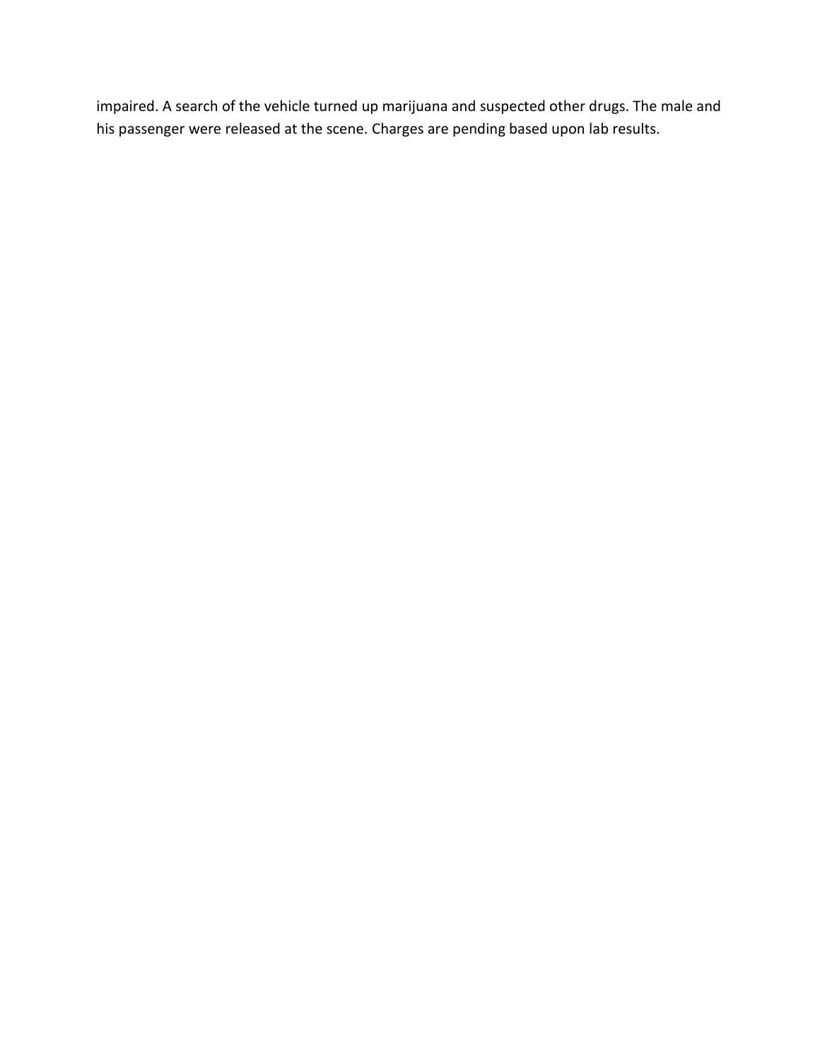impaired. A search of the vehicle turned up marijuana and suspected other drugs. The male and his passenger were released at the scene. Charges are pending based upon lab results.